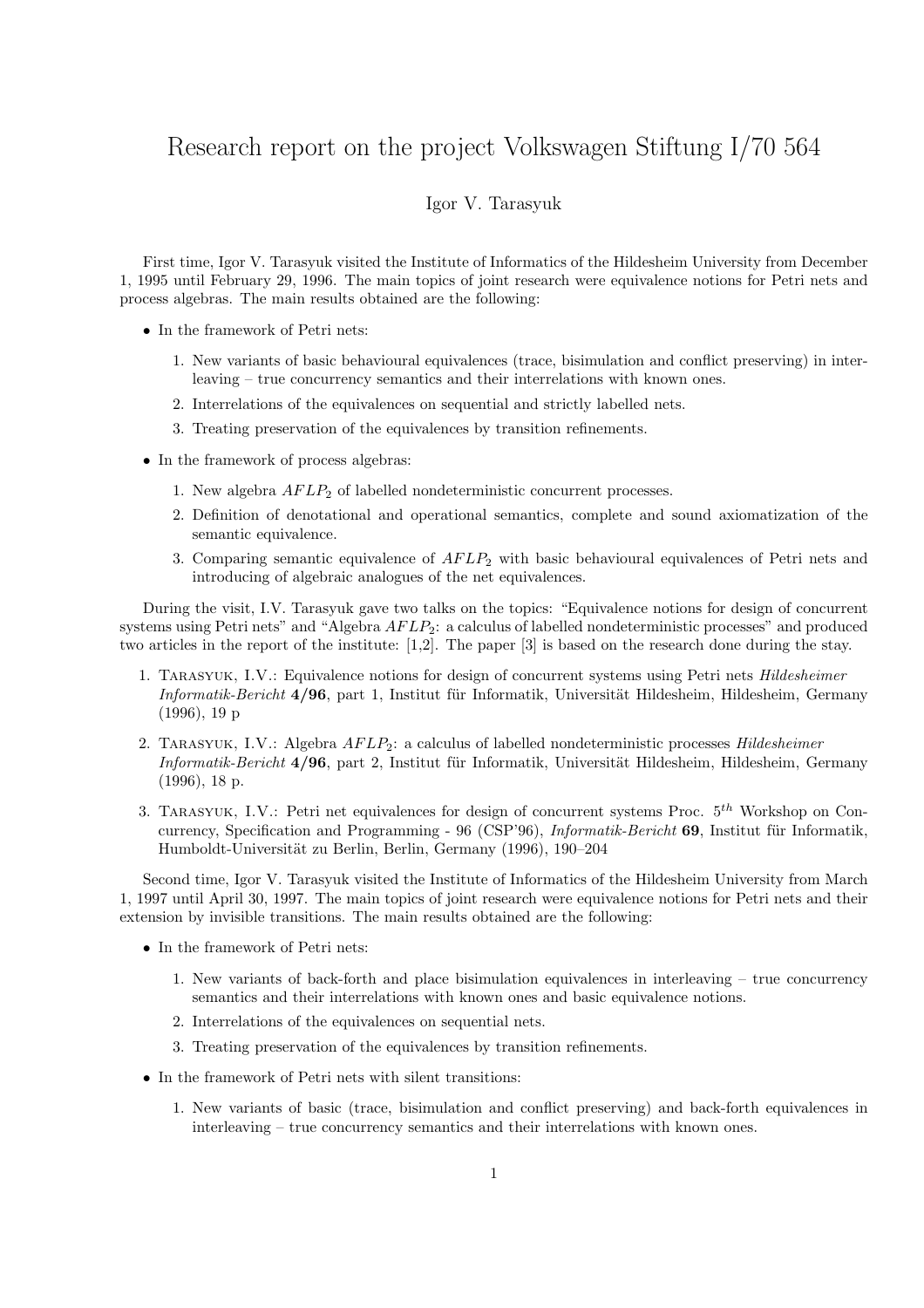# Research report on the project Volkswagen Stiftung I/70 564

Igor V. Tarasyuk

First time, Igor V. Tarasyuk visited the Institute of Informatics of the Hildesheim University from December 1, 1995 until February 29, 1996. The main topics of joint research were equivalence notions for Petri nets and process algebras. The main results obtained are the following:

- In the framework of Petri nets:
  1. New variants of basic behavioural equivalences (trace, bisimulation and conflict preserving) in interleaving – true concurrency semantics and their interrelations with known ones.
  2. Interrelations of the equivalences on sequential and strictly labelled nets.
  3. Treating preservation of the equivalences by transition refinements.
- In the framework of process algebras:
  1. New algebra $AFLP_2$ of labelled nondeterministic concurrent processes.
  2. Definition of denotational and operational semantics, complete and sound axiomatization of the semantic equivalence.
  3. Comparing semantic equivalence of $AFLP_2$ with basic behavioural equivalences of Petri nets and introducing of algebraic analogues of the net equivalences.

During the visit, I.V. Tarasyuk gave two talks on the topics: "Equivalence notions for design of concurrent systems using Petri nets" and "Algebra $AFLP_2$: a calculus of labelled nondeterministic processes" and produced two articles in the report of the institute: [1,2]. The paper [3] is based on the research done during the stay.

1. Tarasyuk, I.V.: Equivalence notions for design of concurrent systems using Petri nets *Hildesheimer Informatik-Bericht* **4/96**, part 1, Institut für Informatik, Universität Hildesheim, Hildesheim, Germany (1996), 19 p
2. Tarasyuk, I.V.: Algebra $AFLP_2$: a calculus of labelled nondeterministic processes *Hildesheimer Informatik-Bericht* **4/96**, part 2, Institut für Informatik, Universität Hildesheim, Hildesheim, Germany (1996), 18 p.
3. Tarasyuk, I.V.: Petri net equivalences for design of concurrent systems Proc. $5^{th}$ Workshop on Concurrency, Specification and Programming - 96 (CSP'96), *Informatik-Bericht* **69**, Institut für Informatik, Humboldt-Universität zu Berlin, Berlin, Germany (1996), 190–204

Second time, Igor V. Tarasyuk visited the Institute of Informatics of the Hildesheim University from March 1, 1997 until April 30, 1997. The main topics of joint research were equivalence notions for Petri nets and their extension by invisible transitions. The main results obtained are the following:

- In the framework of Petri nets:
  1. New variants of back-forth and place bisimulation equivalences in interleaving – true concurrency semantics and their interrelations with known ones and basic equivalence notions.
  2. Interrelations of the equivalences on sequential nets.
  3. Treating preservation of the equivalences by transition refinements.
- In the framework of Petri nets with silent transitions:
  1. New variants of basic (trace, bisimulation and conflict preserving) and back-forth equivalences in interleaving – true concurrency semantics and their interrelations with known ones.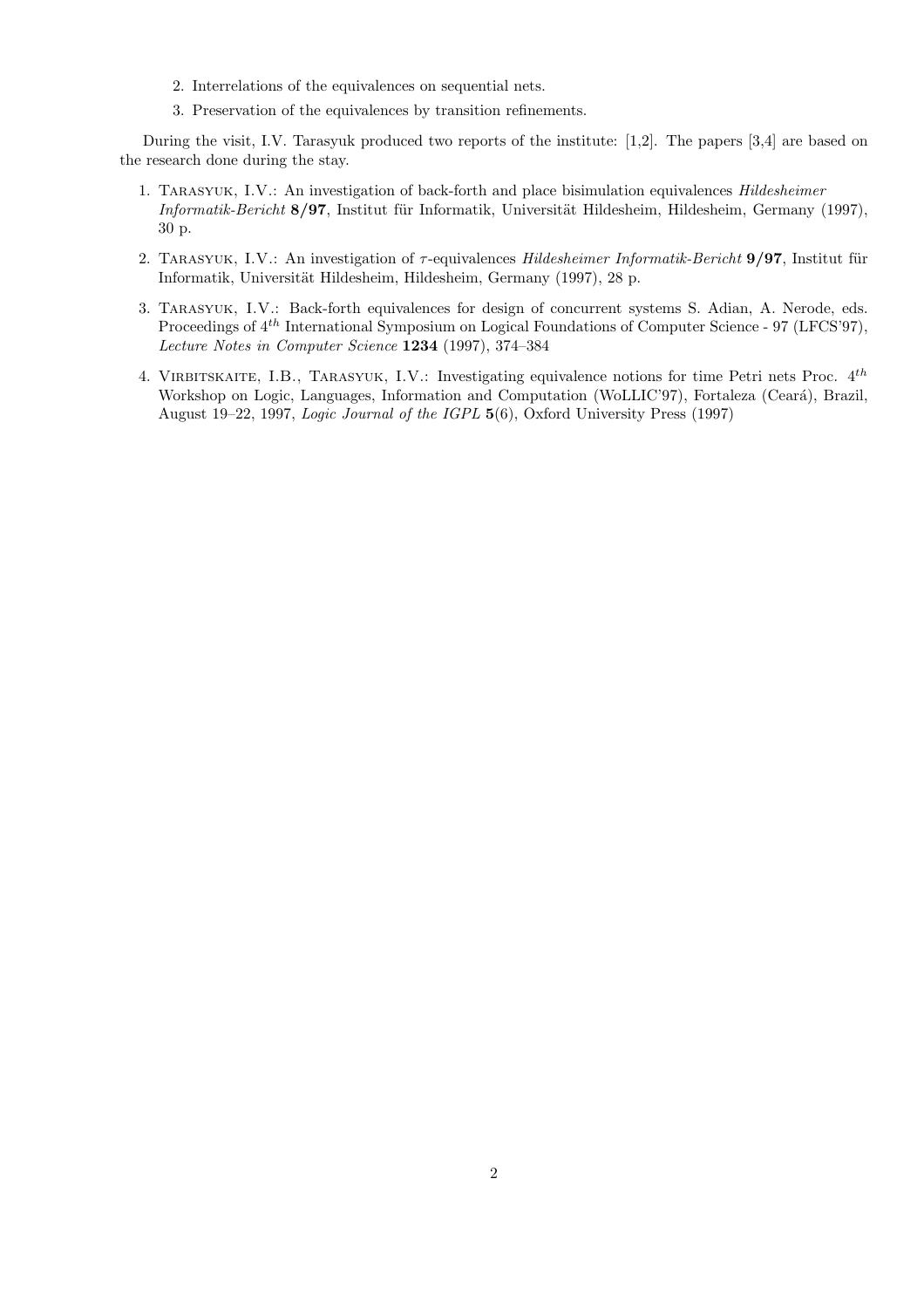2. Interrelations of the equivalences on sequential nets.
3. Preservation of the equivalences by transition refinements.

During the visit, I.V. Tarasyuk produced two reports of the institute: [1,2]. The papers [3,4] are based on the research done during the stay.

1. Tarasyuk, I.V.: An investigation of back-forth and place bisimulation equivalences *Hildesheimer Informatik-Bericht* **8/97**, Institut für Informatik, Universität Hildesheim, Hildesheim, Germany (1997), 30 p.
2. Tarasyuk, I.V.: An investigation of $\tau$-equivalences *Hildesheimer Informatik-Bericht* **9/97**, Institut für Informatik, Universität Hildesheim, Hildesheim, Germany (1997), 28 p.
3. Tarasyuk, I.V.: Back-forth equivalences for design of concurrent systems S. Adian, A. Nerode, eds. Proceedings of $4^{th}$ International Symposium on Logical Foundations of Computer Science - 97 (LFCS'97), *Lecture Notes in Computer Science* **1234** (1997), 374–384
4. Virbitskaite, I.B., Tarasyuk, I.V.: Investigating equivalence notions for time Petri nets Proc. $4^{th}$ Workshop on Logic, Languages, Information and Computation (WoLLIC'97), Fortaleza (Ceará), Brazil, August 19–22, 1997, *Logic Journal of the IGPL* **5**(6), Oxford University Press (1997)